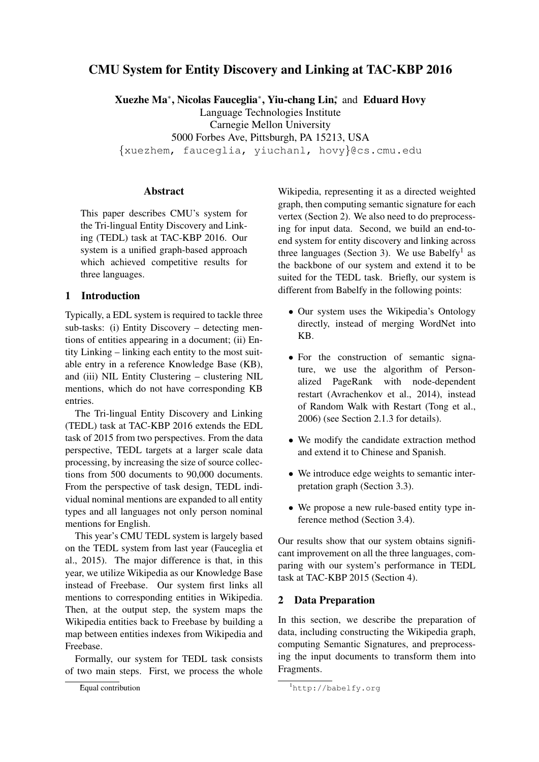# CMU System for Entity Discovery and Linking at TAC-KBP 2016

**Xuezhe Ma**[*]**, Nicolas Fauceglia**[*]**, Yiu-chang Lin**[*] and **Eduard Hovy**
Language Technologies Institute
Carnegie Mellon University
5000 Forbes Ave, Pittsburgh, PA 15213, USA
{xuezhem, fauceglia, yiuchanl, hovy}@cs.cmu.edu

## Abstract

This paper describes CMU's system for the Tri-lingual Entity Discovery and Linking (TEDL) task at TAC-KBP 2016. Our system is a unified graph-based approach which achieved competitive results for three languages.

## 1 Introduction

Typically, a EDL system is required to tackle three sub-tasks: (i) Entity Discovery – detecting mentions of entities appearing in a document; (ii) Entity Linking – linking each entity to the most suitable entry in a reference Knowledge Base (KB), and (iii) NIL Entity Clustering – clustering NIL mentions, which do not have corresponding KB entries.

The Tri-lingual Entity Discovery and Linking (TEDL) task at TAC-KBP 2016 extends the EDL task of 2015 from two perspectives. From the data perspective, TEDL targets at a larger scale data processing, by increasing the size of source collections from 500 documents to 90,000 documents. From the perspective of task design, TEDL individual nominal mentions are expanded to all entity types and all languages not only person nominal mentions for English.

This year's CMU TEDL system is largely based on the TEDL system from last year (Fauceglia et al., 2015). The major difference is that, in this year, we utilize Wikipedia as our Knowledge Base instead of Freebase. Our system first links all mentions to corresponding entities in Wikipedia. Then, at the output step, the system maps the Wikipedia entities back to Freebase by building a map between entities indexes from Wikipedia and Freebase.

Formally, our system for TEDL task consists of two main steps. First, we process the whole Wikipedia, representing it as a directed weighted graph, then computing semantic signature for each vertex (Section 2). We also need to do preprocessing for input data. Second, we build an end-to-end system for entity discovery and linking across three languages (Section 3). We use Babelfy[1] as the backbone of our system and extend it to be suited for the TEDL task. Briefly, our system is different from Babelfy in the following points:

- Our system uses the Wikipedia's Ontology directly, instead of merging WordNet into KB.
- For the construction of semantic signature, we use the algorithm of Personalized PageRank with node-dependent restart (Avrachenkov et al., 2014), instead of Random Walk with Restart (Tong et al., 2006) (see Section 2.1.3 for details).
- We modify the candidate extraction method and extend it to Chinese and Spanish.
- We introduce edge weights to semantic interpretation graph (Section 3.3).
- We propose a new rule-based entity type inference method (Section 3.4).

Our results show that our system obtains significant improvement on all the three languages, comparing with our system's performance in TEDL task at TAC-KBP 2015 (Section 4).

## 2 Data Preparation

In this section, we describe the preparation of data, including constructing the Wikipedia graph, computing Semantic Signatures, and preprocessing the input documents to transform them into Fragments.

[*]Equal contribution

[1]http://babelfy.org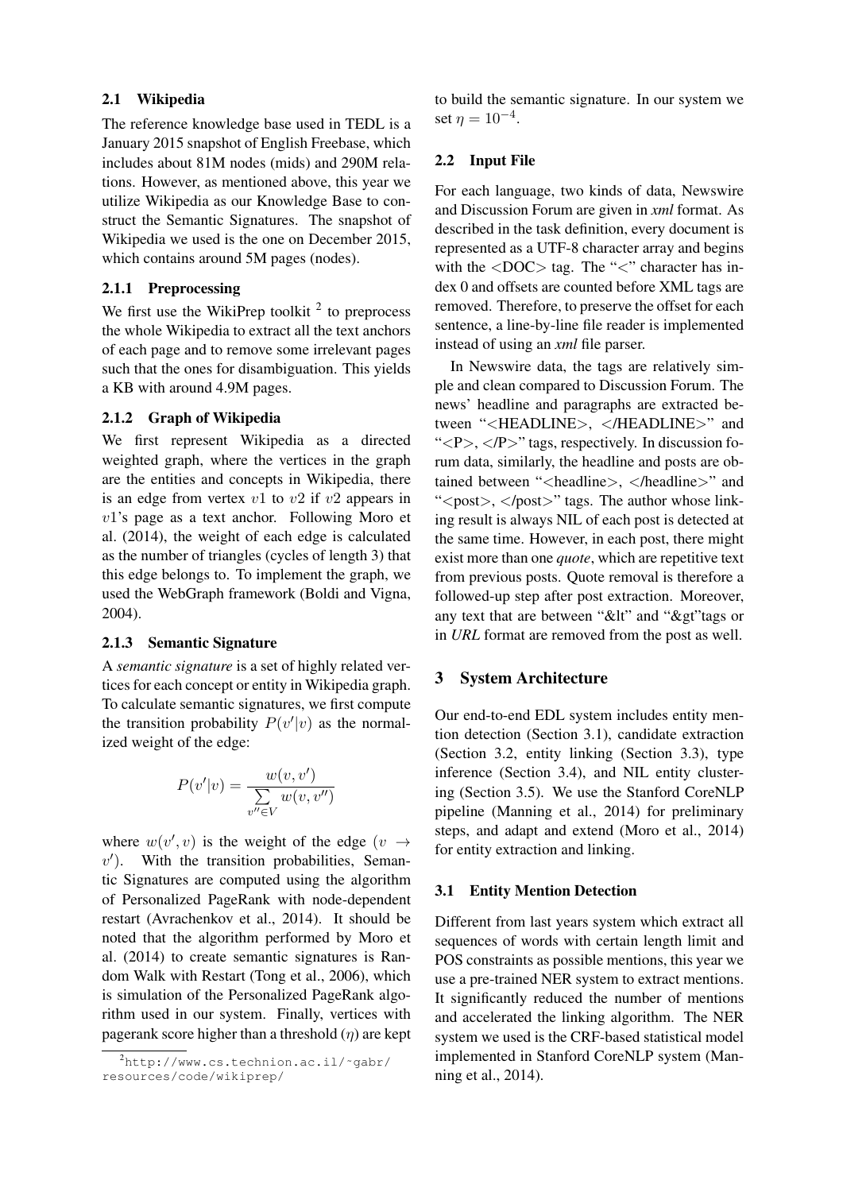## 2.1 Wikipedia

The reference knowledge base used in TEDL is a January 2015 snapshot of English Freebase, which includes about 81M nodes (mids) and 290M relations. However, as mentioned above, this year we utilize Wikipedia as our Knowledge Base to construct the Semantic Signatures. The snapshot of Wikipedia we used is the one on December 2015, which contains around 5M pages (nodes).

### 2.1.1 Preprocessing

We first use the WikiPrep toolkit [2] to preprocess the whole Wikipedia to extract all the text anchors of each page and to remove some irrelevant pages such that the ones for disambiguation. This yields a KB with around 4.9M pages.

### 2.1.2 Graph of Wikipedia

We first represent Wikipedia as a directed weighted graph, where the vertices in the graph are the entities and concepts in Wikipedia, there is an edge from vertex $v1$ to $v2$ if $v2$ appears in $v1$'s page as a text anchor. Following Moro et al. (2014), the weight of each edge is calculated as the number of triangles (cycles of length 3) that this edge belongs to. To implement the graph, we used the WebGraph framework (Boldi and Vigna, 2004).

### 2.1.3 Semantic Signature

A *semantic signature* is a set of highly related vertices for each concept or entity in Wikipedia graph. To calculate semantic signatures, we first compute the transition probability $P(v'|v)$ as the normalized weight of the edge:

$$P(v'|v) = \frac{w(v, v')}{\sum_{v'' \in V} w(v, v'')}$$

where $w(v', v)$ is the weight of the edge $(v \rightarrow v')$. With the transition probabilities, Semantic Signatures are computed using the algorithm of Personalized PageRank with node-dependent restart (Avrachenkov et al., 2014). It should be noted that the algorithm performed by Moro et al. (2014) to create semantic signatures is Random Walk with Restart (Tong et al., 2006), which is simulation of the Personalized PageRank algorithm used in our system. Finally, vertices with pagerank score higher than a threshold ($\eta$) are kept to build the semantic signature. In our system we set $\eta = 10^{-4}$.

[2] http://www.cs.technion.ac.il/~gabr/resources/code/wikiprep/

## 2.2 Input File

For each language, two kinds of data, Newswire and Discussion Forum are given in *xml* format. As described in the task definition, every document is represented as a UTF-8 character array and begins with the <DOC> tag. The "<" character has index 0 and offsets are counted before XML tags are removed. Therefore, to preserve the offset for each sentence, a line-by-line file reader is implemented instead of using an *xml* file parser.

In Newswire data, the tags are relatively simple and clean compared to Discussion Forum. The news' headline and paragraphs are extracted between "<HEADLINE>, </HEADLINE>" and "<P>, </P>" tags, respectively. In discussion forum data, similarly, the headline and posts are obtained between "<headline>, </headline>" and "<post>, </post>" tags. The author whose linking result is always NIL of each post is detected at the same time. However, in each post, there might exist more than one *quote*, which are repetitive text from previous posts. Quote removal is therefore a followed-up step after post extraction. Moreover, any text that are between "&lt" and "&gt"tags or in *URL* format are removed from the post as well.

# 3 System Architecture

Our end-to-end EDL system includes entity mention detection (Section 3.1), candidate extraction (Section 3.2, entity linking (Section 3.3), type inference (Section 3.4), and NIL entity clustering (Section 3.5). We use the Stanford CoreNLP pipeline (Manning et al., 2014) for preliminary steps, and adapt and extend (Moro et al., 2014) for entity extraction and linking.

## 3.1 Entity Mention Detection

Different from last years system which extract all sequences of words with certain length limit and POS constraints as possible mentions, this year we use a pre-trained NER system to extract mentions. It significantly reduced the number of mentions and accelerated the linking algorithm. The NER system we used is the CRF-based statistical model implemented in Stanford CoreNLP system (Manning et al., 2014).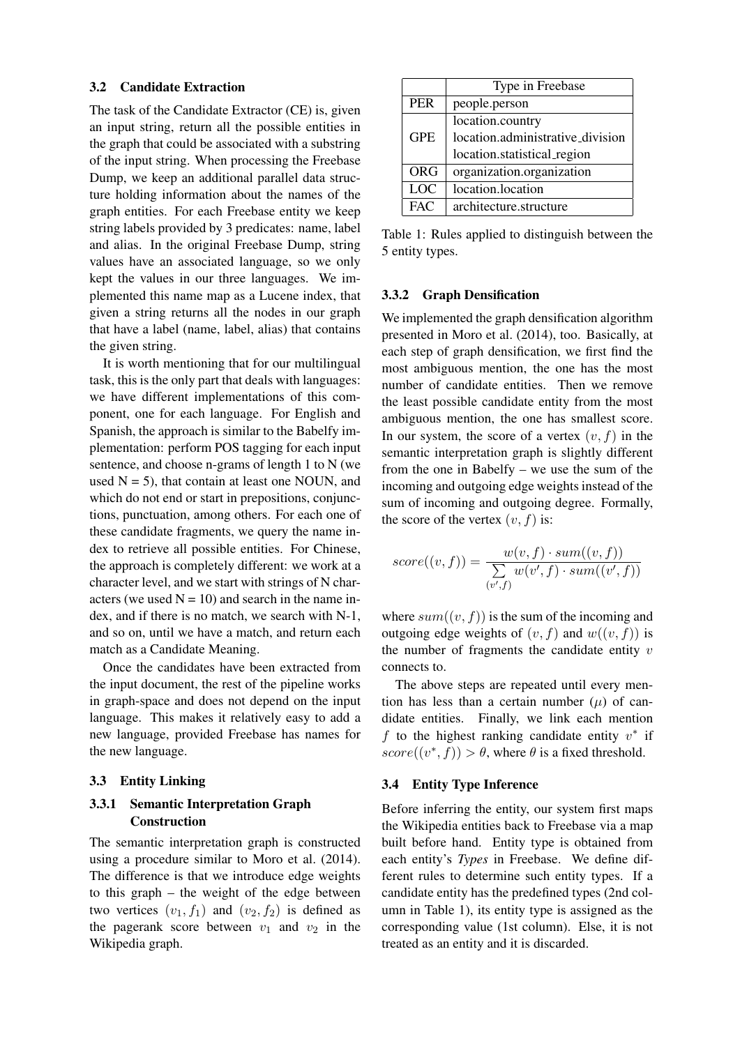### 3.2 Candidate Extraction

The task of the Candidate Extractor (CE) is, given an input string, return all the possible entities in the graph that could be associated with a substring of the input string. When processing the Freebase Dump, we keep an additional parallel data structure holding information about the names of the graph entities. For each Freebase entity we keep string labels provided by 3 predicates: name, label and alias. In the original Freebase Dump, string values have an associated language, so we only kept the values in our three languages. We implemented this name map as a Lucene index, that given a string returns all the nodes in our graph that have a label (name, label, alias) that contains the given string.

It is worth mentioning that for our multilingual task, this is the only part that deals with languages: we have different implementations of this component, one for each language. For English and Spanish, the approach is similar to the Babelfy implementation: perform POS tagging for each input sentence, and choose n-grams of length 1 to N (we used N = 5), that contain at least one NOUN, and which do not end or start in prepositions, conjunctions, punctuation, among others. For each one of these candidate fragments, we query the name index to retrieve all possible entities. For Chinese, the approach is completely different: we work at a character level, and we start with strings of N characters (we used N = 10) and search in the name index, and if there is no match, we search with N-1, and so on, until we have a match, and return each match as a Candidate Meaning.

Once the candidates have been extracted from the input document, the rest of the pipeline works in graph-space and does not depend on the input language. This makes it relatively easy to add a new language, provided Freebase has names for the new language.

### 3.3 Entity Linking

#### 3.3.1 Semantic Interpretation Graph Construction

The semantic interpretation graph is constructed using a procedure similar to Moro et al. (2014). The difference is that we introduce edge weights to this graph – the weight of the edge between two vertices $(v_1, f_1)$ and $(v_2, f_2)$ is defined as the pagerank score between $v_1$ and $v_2$ in the Wikipedia graph.

| | Type in Freebase |
|---|---|
| PER | people.person |
| GPE | location.country<br>location.administrative_division<br>location.statistical_region |
| ORG | organization.organization |
| LOC | location.location |
| FAC | architecture.structure |

Table 1: Rules applied to distinguish between the 5 entity types.

#### 3.3.2 Graph Densification

We implemented the graph densification algorithm presented in Moro et al. (2014), too. Basically, at each step of graph densification, we first find the most ambiguous mention, the one has the most number of candidate entities. Then we remove the least possible candidate entity from the most ambiguous mention, the one has smallest score. In our system, the score of a vertex $(v, f)$ in the semantic interpretation graph is slightly different from the one in Babelfy – we use the sum of the incoming and outgoing edge weights instead of the sum of incoming and outgoing degree. Formally, the score of the vertex $(v, f)$ is:

$$score((v, f)) = \frac{w(v, f) \cdot sum((v, f))}{\sum_{(v', f)} w(v', f) \cdot sum((v', f))}$$

where $sum((v, f))$ is the sum of the incoming and outgoing edge weights of $(v, f)$ and $w((v, f))$ is the number of fragments the candidate entity $v$ connects to.

The above steps are repeated until every mention has less than a certain number ($\mu$) of candidate entities. Finally, we link each mention $f$ to the highest ranking candidate entity $v^*$ if $score((v^*, f)) > \theta$, where $\theta$ is a fixed threshold.

### 3.4 Entity Type Inference

Before inferring the entity, our system first maps the Wikipedia entities back to Freebase via a map built before hand. Entity type is obtained from each entity's *Types* in Freebase. We define different rules to determine such entity types. If a candidate entity has the predefined types (2nd column in Table 1), its entity type is assigned as the corresponding value (1st column). Else, it is not treated as an entity and it is discarded.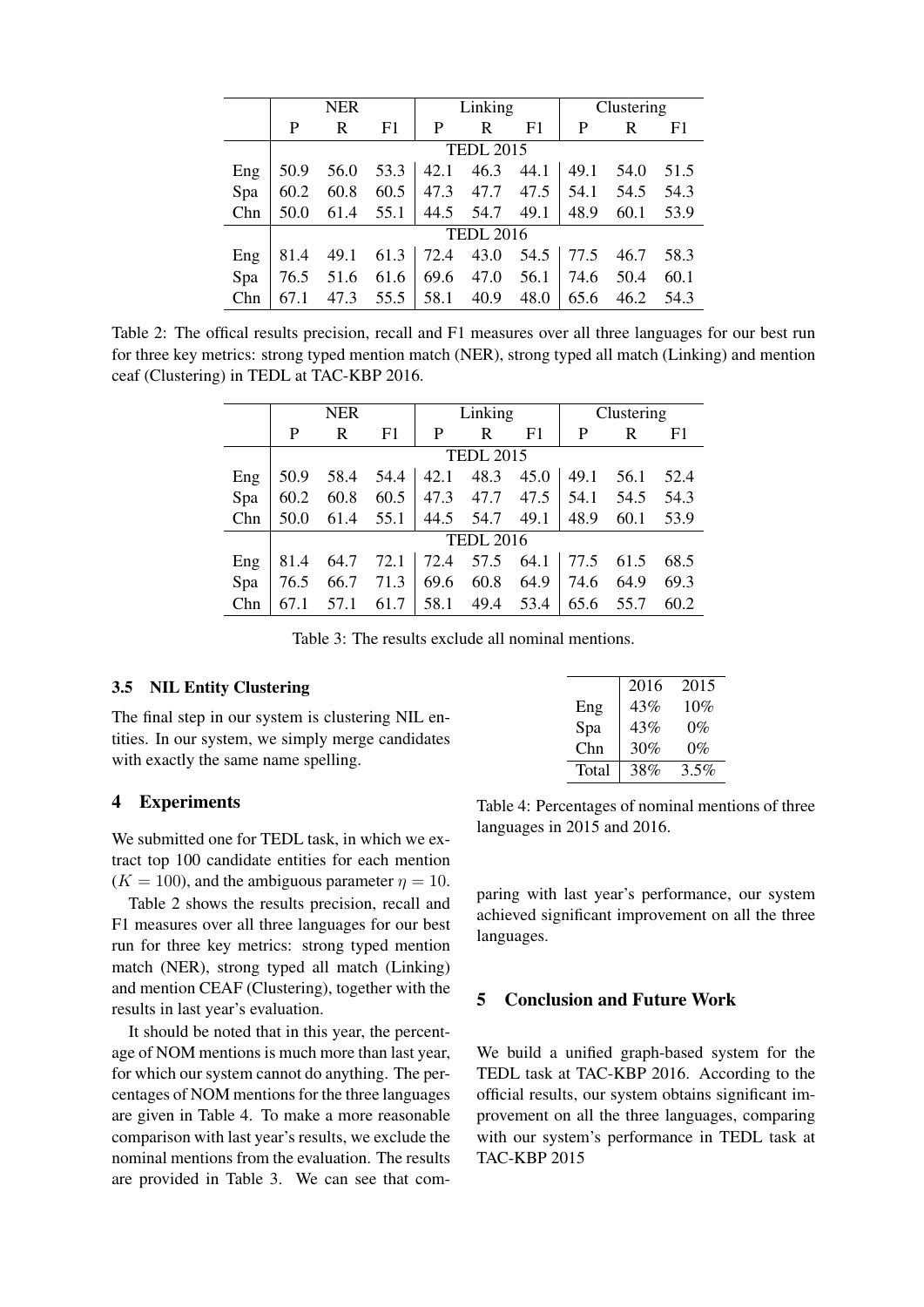| | NER | | | Linking | | | Clustering | | |
|---|---|---|---|---|---|---|---|---|---|
| | P | R | F1 | P | R | F1 | P | R | F1 |
| | TEDL 2015 | | | | | | | | |
| Eng | 50.9 | 56.0 | 53.3 | 42.1 | 46.3 | 44.1 | 49.1 | 54.0 | 51.5 |
| Spa | 60.2 | 60.8 | 60.5 | 47.3 | 47.7 | 47.5 | 54.1 | 54.5 | 54.3 |
| Chn | 50.0 | 61.4 | 55.1 | 44.5 | 54.7 | 49.1 | 48.9 | 60.1 | 53.9 |
| | TEDL 2016 | | | | | | | | |
| Eng | 81.4 | 49.1 | 61.3 | 72.4 | 43.0 | 54.5 | 77.5 | 46.7 | 58.3 |
| Spa | 76.5 | 51.6 | 61.6 | 69.6 | 47.0 | 56.1 | 74.6 | 50.4 | 60.1 |
| Chn | 67.1 | 47.3 | 55.5 | 58.1 | 40.9 | 48.0 | 65.6 | 46.2 | 54.3 |

Table 2: The offical results precision, recall and F1 measures over all three languages for our best run for three key metrics: strong typed mention match (NER), strong typed all match (Linking) and mention ceaf (Clustering) in TEDL at TAC-KBP 2016.

| | NER | | | Linking | | | Clustering | | |
|---|---|---|---|---|---|---|---|---|---|
| | P | R | F1 | P | R | F1 | P | R | F1 |
| | TEDL 2015 | | | | | | | | |
| Eng | 50.9 | 58.4 | 54.4 | 42.1 | 48.3 | 45.0 | 49.1 | 56.1 | 52.4 |
| Spa | 60.2 | 60.8 | 60.5 | 47.3 | 47.7 | 47.5 | 54.1 | 54.5 | 54.3 |
| Chn | 50.0 | 61.4 | 55.1 | 44.5 | 54.7 | 49.1 | 48.9 | 60.1 | 53.9 |
| | TEDL 2016 | | | | | | | | |
| Eng | 81.4 | 64.7 | 72.1 | 72.4 | 57.5 | 64.1 | 77.5 | 61.5 | 68.5 |
| Spa | 76.5 | 66.7 | 71.3 | 69.6 | 60.8 | 64.9 | 74.6 | 64.9 | 69.3 |
| Chn | 67.1 | 57.1 | 61.7 | 58.1 | 49.4 | 53.4 | 65.6 | 55.7 | 60.2 |

Table 3: The results exclude all nominal mentions.

### 3.5 NIL Entity Clustering

The final step in our system is clustering NIL entities. In our system, we simply merge candidates with exactly the same name spelling.

## 4 Experiments

We submitted one for TEDL task, in which we extract top 100 candidate entities for each mention ($K = 100$), and the ambiguous parameter $\eta = 10$.

Table 2 shows the results precision, recall and F1 measures over all three languages for our best run for three key metrics: strong typed mention match (NER), strong typed all match (Linking) and mention CEAF (Clustering), together with the results in last year's evaluation.

It should be noted that in this year, the percentage of NOM mentions is much more than last year, for which our system cannot do anything. The percentages of NOM mentions for the three languages are given in Table 4. To make a more reasonable comparison with last year's results, we exclude the nominal mentions from the evaluation. The results are provided in Table 3. We can see that comparing with last year's performance, our system achieved significant improvement on all the three languages.

| | 2016 | 2015 |
|---|---|---|
| Eng | 43% | 10% |
| Spa | 43% | 0% |
| Chn | 30% | 0% |
| Total | 38% | 3.5% |

Table 4: Percentages of nominal mentions of three languages in 2015 and 2016.

## 5 Conclusion and Future Work

We build a unified graph-based system for the TEDL task at TAC-KBP 2016. According to the official results, our system obtains significant improvement on all the three languages, comparing with our system's performance in TEDL task at TAC-KBP 2015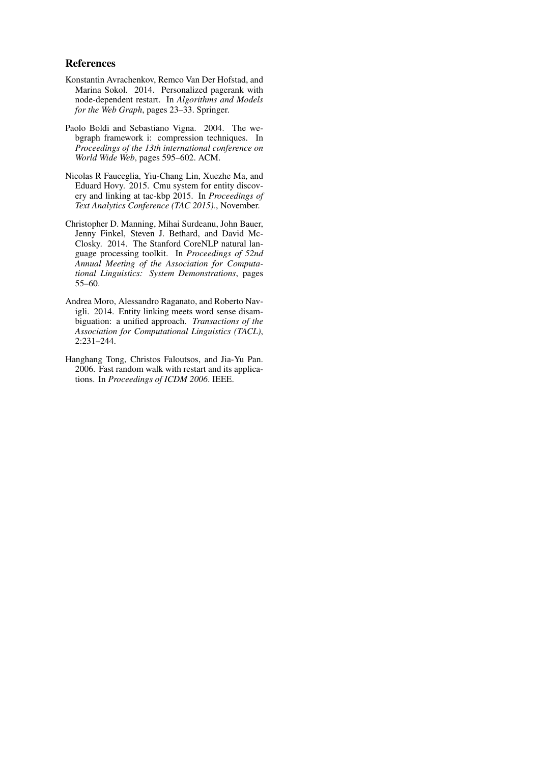## References

Konstantin Avrachenkov, Remco Van Der Hofstad, and Marina Sokol. 2014. Personalized pagerank with node-dependent restart. In *Algorithms and Models for the Web Graph*, pages 23–33. Springer.

Paolo Boldi and Sebastiano Vigna. 2004. The webgraph framework i: compression techniques. In *Proceedings of the 13th international conference on World Wide Web*, pages 595–602. ACM.

Nicolas R Fauceglia, Yiu-Chang Lin, Xuezhe Ma, and Eduard Hovy. 2015. Cmu system for entity discovery and linking at tac-kbp 2015. In *Proceedings of Text Analytics Conference (TAC 2015).*, November.

Christopher D. Manning, Mihai Surdeanu, John Bauer, Jenny Finkel, Steven J. Bethard, and David McClosky. 2014. The Stanford CoreNLP natural language processing toolkit. In *Proceedings of 52nd Annual Meeting of the Association for Computational Linguistics: System Demonstrations*, pages 55–60.

Andrea Moro, Alessandro Raganato, and Roberto Navigli. 2014. Entity linking meets word sense disambiguation: a unified approach. *Transactions of the Association for Computational Linguistics (TACL)*, 2:231–244.

Hanghang Tong, Christos Faloutsos, and Jia-Yu Pan. 2006. Fast random walk with restart and its applications. In *Proceedings of ICDM 2006*. IEEE.